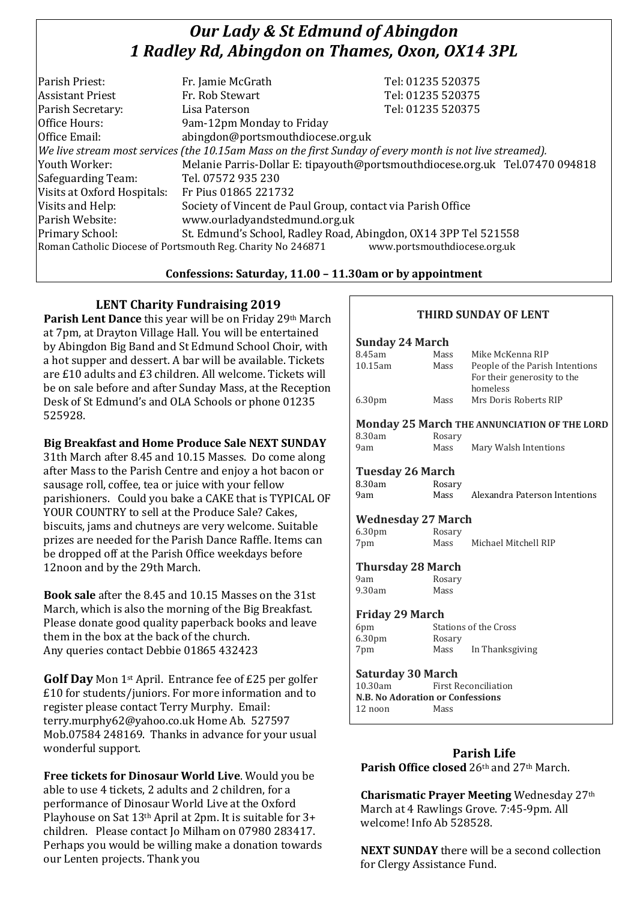# *Our Lady & St Edmund of Abingdon*
# *1 Radley Rd, Abingdon on Thames, Oxon, OX14 3PL*

| | | |
|---|---|---|
| Parish Priest: | Fr. Jamie McGrath | Tel: 01235 520375 |
| Assistant Priest | Fr. Rob Stewart | Tel: 01235 520375 |
| Parish Secretary: | Lisa Paterson | Tel: 01235 520375 |
| Office Hours: | 9am-12pm Monday to Friday | |
| Office Email: | abingdon@portsmouthdiocese.org.uk | |

*We live stream most services (the 10.15am Mass on the first Sunday of every month is not live streamed).*

| | |
|---|---|
| Youth Worker: | Melanie Parris-Dollar E: tipayouth@portsmouthdiocese.org.uk Tel.07470 094818 |
| Safeguarding Team: | Tel. 07572 935 230 |
| Visits at Oxford Hospitals: | Fr Pius 01865 221732 |
| Visits and Help: | Society of Vincent de Paul Group, contact via Parish Office |
| Parish Website: | www.ourladyandstedmund.org.uk |
| Primary School: | St. Edmund's School, Radley Road, Abingdon, OX14 3PP Tel 521558 |

Roman Catholic Diocese of Portsmouth Reg. Charity No 246871 www.portsmouthdiocese.org.uk

**Confessions: Saturday, 11.00 – 11.30am or by appointment**

## LENT Charity Fundraising 2019

**Parish Lent Dance** this year will be on Friday 29th March at 7pm, at Drayton Village Hall. You will be entertained by Abingdon Big Band and St Edmund School Choir, with a hot supper and dessert. A bar will be available. Tickets are £10 adults and £3 children. All welcome. Tickets will be on sale before and after Sunday Mass, at the Reception Desk of St Edmund's and OLA Schools or phone 01235 525928.

**Big Breakfast and Home Produce Sale NEXT SUNDAY** 31th March after 8.45 and 10.15 Masses. Do come along after Mass to the Parish Centre and enjoy a hot bacon or sausage roll, coffee, tea or juice with your fellow parishioners. Could you bake a CAKE that is TYPICAL OF YOUR COUNTRY to sell at the Produce Sale? Cakes, biscuits, jams and chutneys are very welcome. Suitable prizes are needed for the Parish Dance Raffle. Items can be dropped off at the Parish Office weekdays before 12noon and by the 29th March.

**Book sale** after the 8.45 and 10.15 Masses on the 31st March, which is also the morning of the Big Breakfast. Please donate good quality paperback books and leave them in the box at the back of the church. Any queries contact Debbie 01865 432423

**Golf Day** Mon 1st April. Entrance fee of £25 per golfer £10 for students/juniors. For more information and to register please contact Terry Murphy. Email: terry.murphy62@yahoo.co.uk Home Ab. 527597 Mob.07584 248169. Thanks in advance for your usual wonderful support.

**Free tickets for Dinosaur World Live**. Would you be able to use 4 tickets, 2 adults and 2 children, for a performance of Dinosaur World Live at the Oxford Playhouse on Sat 13th April at 2pm. It is suitable for 3+ children. Please contact Jo Milham on 07980 283417. Perhaps you would be willing make a donation towards our Lenten projects. Thank you

## THIRD SUNDAY OF LENT

**Sunday 24 March**

| | | |
|---|---|---|
| 8.45am | Mass | Mike McKenna RIP |
| 10.15am | Mass | People of the Parish Intentions For their generosity to the homeless |
| 6.30pm | Mass | Mrs Doris Roberts RIP |

**Monday 25 March THE ANNUNCIATION OF THE LORD**

| | | |
|---|---|---|
| 8.30am | Rosary | |
| 9am | Mass | Mary Walsh Intentions |

**Tuesday 26 March**

| | | |
|---|---|---|
| 8.30am | Rosary | |
| 9am | Mass | Alexandra Paterson Intentions |

**Wednesday 27 March**

| | | |
|---|---|---|
| 6.30pm | Rosary | |
| 7pm | Mass | Michael Mitchell RIP |

**Thursday 28 March**

| | | |
|---|---|---|
| 9am | Rosary | |
| 9.30am | Mass | |

**Friday 29 March**

| | | |
|---|---|---|
| 6pm | Stations of the Cross | |
| 6.30pm | Rosary | |
| 7pm | Mass | In Thanksgiving |

**Saturday 30 March**

| | | |
|---|---|---|
| 10.30am | First Reconciliation | |
| **N.B. No Adoration or Confessions** | | |
| 12 noon | Mass | |

## Parish Life

**Parish Office closed** 26th and 27th March.

**Charismatic Prayer Meeting** Wednesday 27th March at 4 Rawlings Grove. 7:45-9pm. All welcome! Info Ab 528528.

**NEXT SUNDAY** there will be a second collection for Clergy Assistance Fund.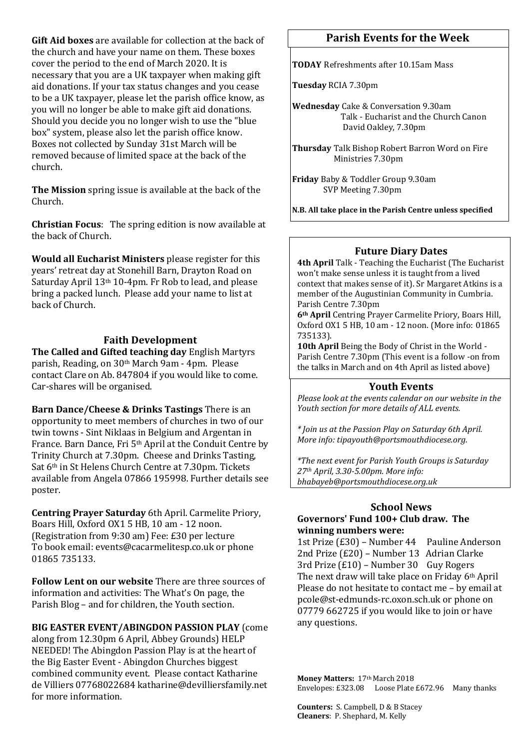**Gift Aid boxes** are available for collection at the back of the church and have your name on them. These boxes cover the period to the end of March 2020. It is necessary that you are a UK taxpayer when making gift aid donations. If your tax status changes and you cease to be a UK taxpayer, please let the parish office know, as you will no longer be able to make gift aid donations. Should you decide you no longer wish to use the "blue box" system, please also let the parish office know. Boxes not collected by Sunday 31st March will be removed because of limited space at the back of the church.

**The Mission** spring issue is available at the back of the Church.

**Christian Focus**: The spring edition is now available at the back of Church.

**Would all Eucharist Ministers** please register for this years' retreat day at Stonehill Barn, Drayton Road on Saturday April 13th 10-4pm. Fr Rob to lead, and please bring a packed lunch. Please add your name to list at back of Church.

## Faith Development

**The Called and Gifted teaching day** English Martyrs parish, Reading, on 30th March 9am - 4pm. Please contact Clare on Ab. 847804 if you would like to come. Car-shares will be organised.

**Barn Dance/Cheese & Drinks Tastings** There is an opportunity to meet members of churches in two of our twin towns - Sint Niklaas in Belgium and Argentan in France. Barn Dance, Fri 5th April at the Conduit Centre by Trinity Church at 7.30pm. Cheese and Drinks Tasting, Sat 6th in St Helens Church Centre at 7.30pm. Tickets available from Angela 07866 195998. Further details see poster.

**Centring Prayer Saturday** 6th April. Carmelite Priory, Boars Hill, Oxford OX1 5 HB, 10 am - 12 noon. (Registration from 9:30 am) Fee: £30 per lecture To book email: events@cacarmelitesp.co.uk or phone 01865 735133.

**Follow Lent on our website** There are three sources of information and activities: The What's On page, the Parish Blog – and for children, the Youth section.

**BIG EASTER EVENT/ABINGDON PASSION PLAY** (come along from 12.30pm 6 April, Abbey Grounds) HELP NEEDED! The Abingdon Passion Play is at the heart of the Big Easter Event - Abingdon Churches biggest combined community event. Please contact Katharine de Villiers 07768022684 katharine@devilliersfamily.net for more information.

## Parish Events for the Week

**TODAY** Refreshments after 10.15am Mass

**Tuesday** RCIA 7.30pm

**Wednesday** Cake & Conversation 9.30am
Talk - Eucharist and the Church Canon David Oakley, 7.30pm

**Thursday** Talk Bishop Robert Barron Word on Fire Ministries 7.30pm

**Friday** Baby & Toddler Group 9.30am
SVP Meeting 7.30pm

**N.B. All take place in the Parish Centre unless specified**

## Future Diary Dates

**4th April** Talk - Teaching the Eucharist (The Eucharist won't make sense unless it is taught from a lived context that makes sense of it). Sr Margaret Atkins is a member of the Augustinian Community in Cumbria. Parish Centre 7.30pm

**6th April** Centring Prayer Carmelite Priory, Boars Hill, Oxford OX1 5 HB, 10 am - 12 noon. (More info: 01865 735133).

**10th April** Being the Body of Christ in the World - Parish Centre 7.30pm (This event is a follow -on from the talks in March and on 4th April as listed above)

## Youth Events

*Please look at the events calendar on our website in the Youth section for more details of ALL events.*

*\* Join us at the Passion Play on Saturday 6th April. More info: tipayouth@portsmouthdiocese.org.*

*\*The next event for Parish Youth Groups is Saturday 27th April, 3.30-5.00pm. More info: bhabayeb@portsmouthdiocese.org.uk*

## School News

**Governors' Fund 100+ Club draw. The winning numbers were:**

1st Prize (£30) – Number 44 Pauline Anderson
2nd Prize (£20) – Number 13 Adrian Clarke
3rd Prize (£10) – Number 30 Guy Rogers

The next draw will take place on Friday 6th April Please do not hesitate to contact me – by email at pcole@st-edmunds-rc.oxon.sch.uk or phone on 07779 662725 if you would like to join or have any questions.

**Money Matters:** 17th March 2018
Envelopes: £323.08 Loose Plate £672.96 Many thanks

**Counters:** S. Campbell, D & B Stacey
**Cleaners**: P. Shephard, M. Kelly